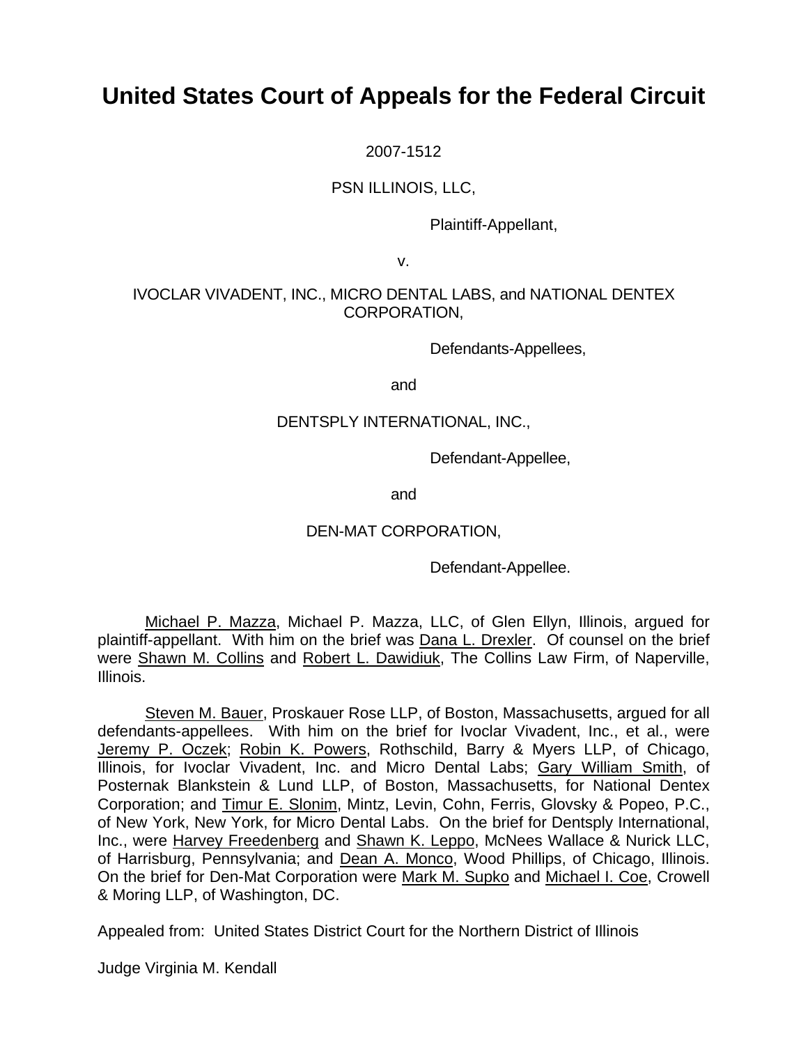# United States Court of Appeals for the Federal Circuit

2007-1512

PSN ILLINOIS, LLC,

Plaintiff-Appellant,

v.

IVOCLAR VIVADENT, INC., MICRO DENTAL LABS, and NATIONAL DENTEX CORPORATION,

Defendants-Appellees,

and

DENTSPLY INTERNATIONAL, INC.,

Defendant-Appellee,

and

DEN-MAT CORPORATION,

Defendant-Appellee.

Michael P. Mazza, Michael P. Mazza, LLC, of Glen Ellyn, Illinois, argued for plaintiff-appellant. With him on the brief was Dana L. Drexler. Of counsel on the brief were Shawn M. Collins and Robert L. Dawidiuk, The Collins Law Firm, of Naperville, Illinois.

Steven M. Bauer, Proskauer Rose LLP, of Boston, Massachusetts, argued for all defendants-appellees. With him on the brief for Ivoclar Vivadent, Inc., et al., were Jeremy P. Oczek; Robin K. Powers, Rothschild, Barry & Myers LLP, of Chicago, Illinois, for Ivoclar Vivadent, Inc. and Micro Dental Labs; Gary William Smith, of Posternak Blankstein & Lund LLP, of Boston, Massachusetts, for National Dentex Corporation; and Timur E. Slonim, Mintz, Levin, Cohn, Ferris, Glovsky & Popeo, P.C., of New York, New York, for Micro Dental Labs. On the brief for Dentsply International, Inc., were Harvey Freedenberg and Shawn K. Leppo, McNees Wallace & Nurick LLC, of Harrisburg, Pennsylvania; and Dean A. Monco, Wood Phillips, of Chicago, Illinois. On the brief for Den-Mat Corporation were Mark M. Supko and Michael I. Coe, Crowell & Moring LLP, of Washington, DC.

Appealed from: United States District Court for the Northern District of Illinois

Judge Virginia M. Kendall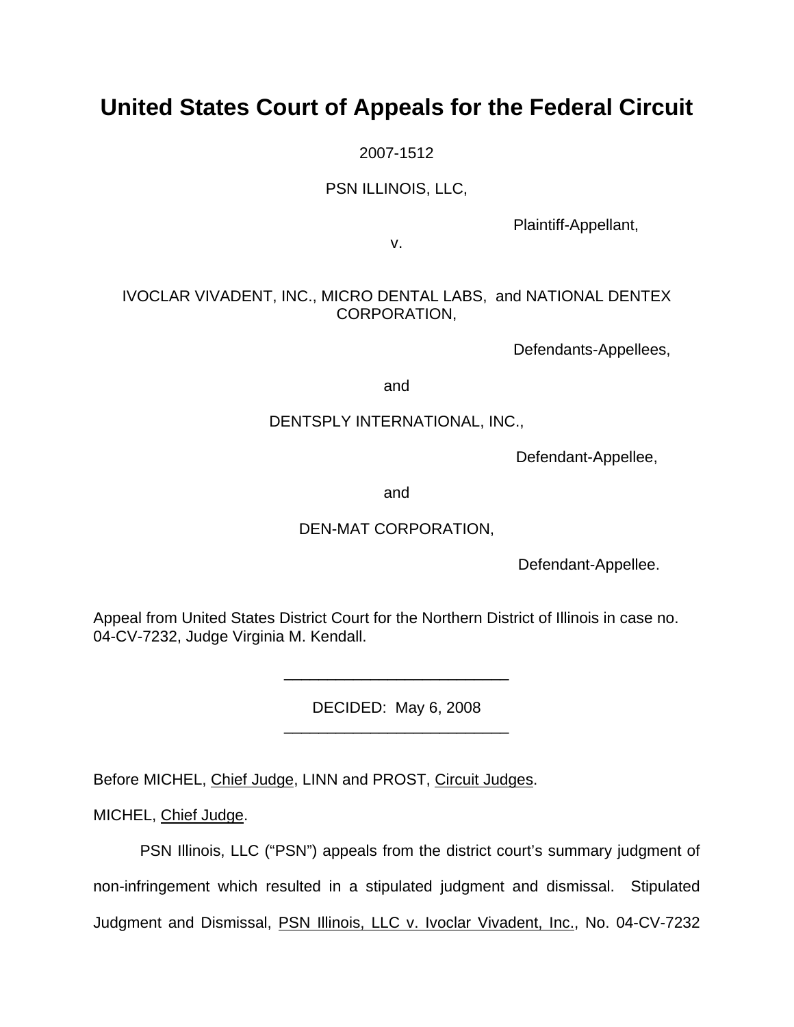# United States Court of Appeals for the Federal Circuit

2007-1512

PSN ILLINOIS, LLC,

Plaintiff-Appellant,

v.

IVOCLAR VIVADENT, INC., MICRO DENTAL LABS, and NATIONAL DENTEX CORPORATION,

Defendants-Appellees,

and

DENTSPLY INTERNATIONAL, INC.,

Defendant-Appellee,

and

DEN-MAT CORPORATION,

Defendant-Appellee.

Appeal from United States District Court for the Northern District of Illinois in case no. 04-CV-7232, Judge Virginia M. Kendall.

---

DECIDED: May 6, 2008

---

Before MICHEL, Chief Judge, LINN and PROST, Circuit Judges.

MICHEL, Chief Judge.

PSN Illinois, LLC ("PSN") appeals from the district court's summary judgment of non-infringement which resulted in a stipulated judgment and dismissal. Stipulated Judgment and Dismissal, PSN Illinois, LLC v. Ivoclar Vivadent, Inc., No. 04-CV-7232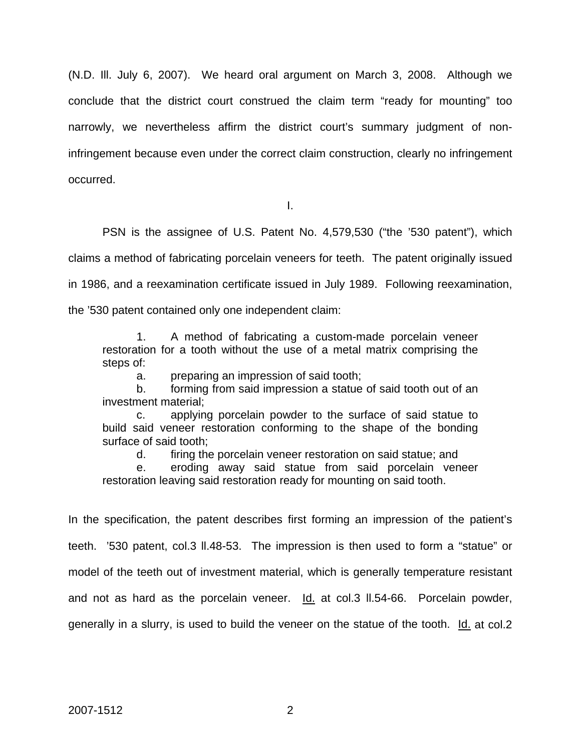(N.D. Ill. July 6, 2007). We heard oral argument on March 3, 2008. Although we conclude that the district court construed the claim term "ready for mounting" too narrowly, we nevertheless affirm the district court's summary judgment of non-infringement because even under the correct claim construction, clearly no infringement occurred.

I.

PSN is the assignee of U.S. Patent No. 4,579,530 ("the '530 patent"), which claims a method of fabricating porcelain veneers for teeth. The patent originally issued in 1986, and a reexamination certificate issued in July 1989. Following reexamination, the '530 patent contained only one independent claim:

> 1. A method of fabricating a custom-made porcelain veneer restoration for a tooth without the use of a metal matrix comprising the steps of:
>
> a. preparing an impression of said tooth;
>
> b. forming from said impression a statue of said tooth out of an investment material;
>
> c. applying porcelain powder to the surface of said statue to build said veneer restoration conforming to the shape of the bonding surface of said tooth;
>
> d. firing the porcelain veneer restoration on said statue; and
>
> e. eroding away said statue from said porcelain veneer restoration leaving said restoration ready for mounting on said tooth.

In the specification, the patent describes first forming an impression of the patient's teeth. '530 patent, col.3 ll.48-53. The impression is then used to form a "statue" or model of the teeth out of investment material, which is generally temperature resistant and not as hard as the porcelain veneer. Id. at col.3 ll.54-66. Porcelain powder, generally in a slurry, is used to build the veneer on the statue of the tooth. Id. at col.2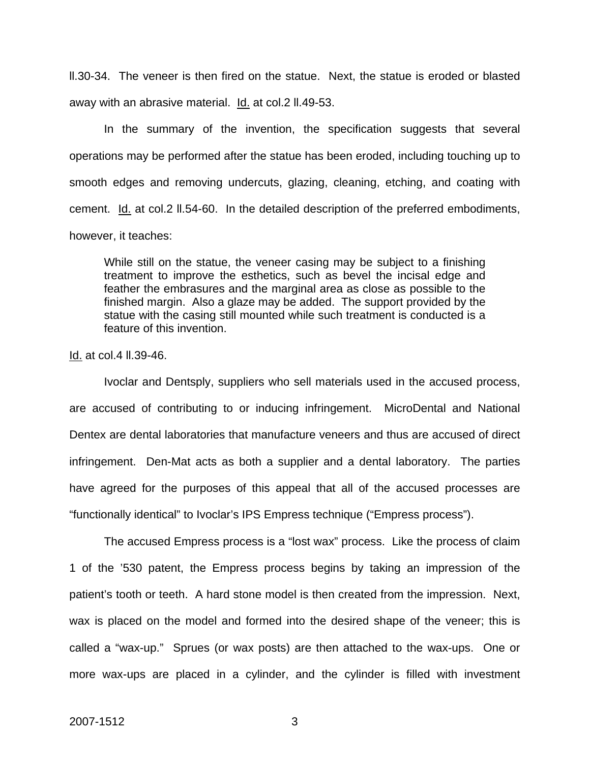ll.30-34. The veneer is then fired on the statue. Next, the statue is eroded or blasted away with an abrasive material. Id. at col.2 ll.49-53.

In the summary of the invention, the specification suggests that several operations may be performed after the statue has been eroded, including touching up to smooth edges and removing undercuts, glazing, cleaning, etching, and coating with cement. Id. at col.2 ll.54-60. In the detailed description of the preferred embodiments, however, it teaches:

> While still on the statue, the veneer casing may be subject to a finishing treatment to improve the esthetics, such as bevel the incisal edge and feather the embrasures and the marginal area as close as possible to the finished margin. Also a glaze may be added. The support provided by the statue with the casing still mounted while such treatment is conducted is a feature of this invention.

Id. at col.4 ll.39-46.

Ivoclar and Dentsply, suppliers who sell materials used in the accused process, are accused of contributing to or inducing infringement. MicroDental and National Dentex are dental laboratories that manufacture veneers and thus are accused of direct infringement. Den-Mat acts as both a supplier and a dental laboratory. The parties have agreed for the purposes of this appeal that all of the accused processes are "functionally identical" to Ivoclar's IPS Empress technique ("Empress process").

The accused Empress process is a "lost wax" process. Like the process of claim 1 of the '530 patent, the Empress process begins by taking an impression of the patient's tooth or teeth. A hard stone model is then created from the impression. Next, wax is placed on the model and formed into the desired shape of the veneer; this is called a "wax-up." Sprues (or wax posts) are then attached to the wax-ups. One or more wax-ups are placed in a cylinder, and the cylinder is filled with investment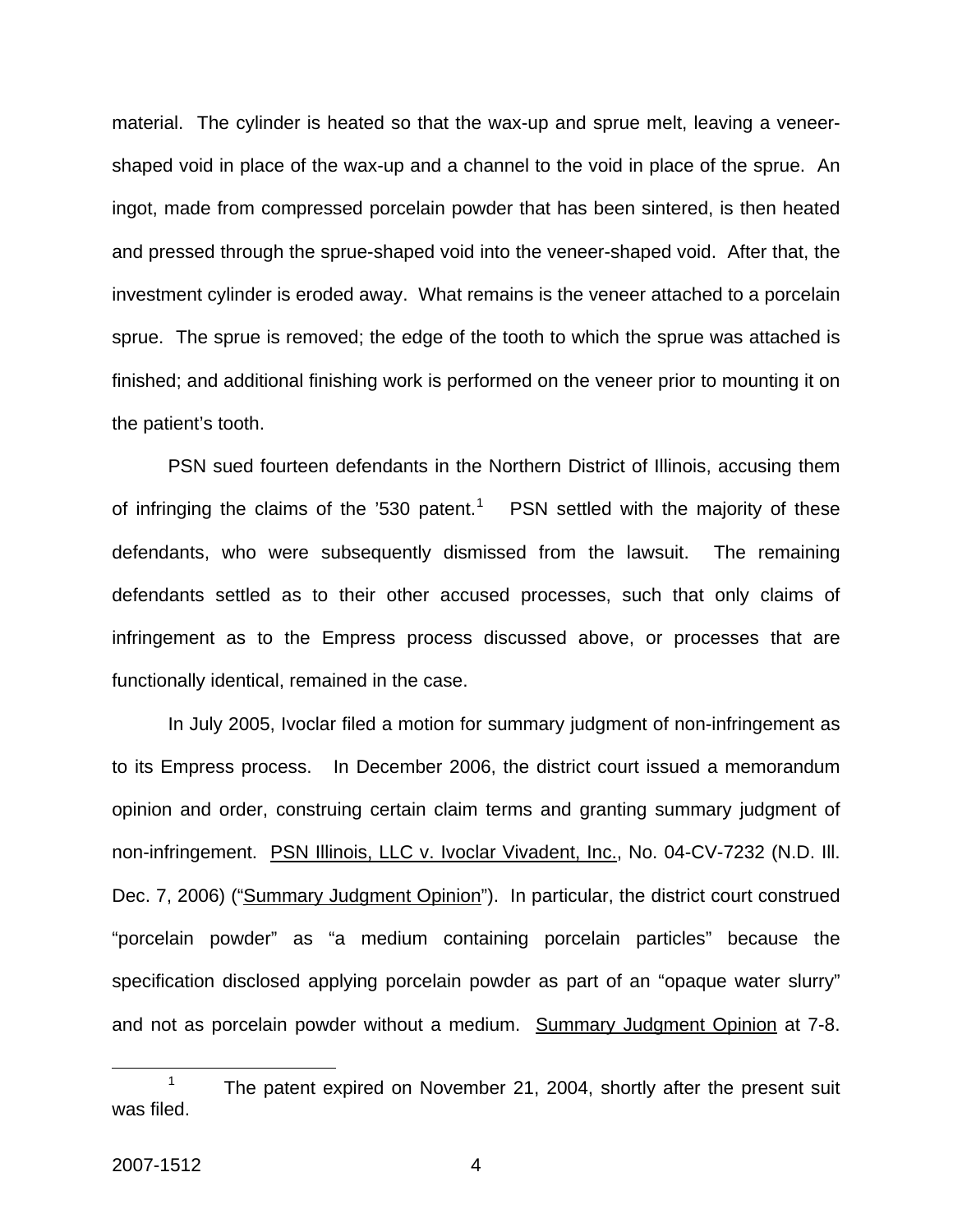material. The cylinder is heated so that the wax-up and sprue melt, leaving a veneer-shaped void in place of the wax-up and a channel to the void in place of the sprue. An ingot, made from compressed porcelain powder that has been sintered, is then heated and pressed through the sprue-shaped void into the veneer-shaped void. After that, the investment cylinder is eroded away. What remains is the veneer attached to a porcelain sprue. The sprue is removed; the edge of the tooth to which the sprue was attached is finished; and additional finishing work is performed on the veneer prior to mounting it on the patient's tooth.

PSN sued fourteen defendants in the Northern District of Illinois, accusing them of infringing the claims of the '530 patent.[1] PSN settled with the majority of these defendants, who were subsequently dismissed from the lawsuit. The remaining defendants settled as to their other accused processes, such that only claims of infringement as to the Empress process discussed above, or processes that are functionally identical, remained in the case.

In July 2005, Ivoclar filed a motion for summary judgment of non-infringement as to its Empress process. In December 2006, the district court issued a memorandum opinion and order, construing certain claim terms and granting summary judgment of non-infringement. PSN Illinois, LLC v. Ivoclar Vivadent, Inc., No. 04-CV-7232 (N.D. Ill. Dec. 7, 2006) ("Summary Judgment Opinion"). In particular, the district court construed "porcelain powder" as "a medium containing porcelain particles" because the specification disclosed applying porcelain powder as part of an "opaque water slurry" and not as porcelain powder without a medium. Summary Judgment Opinion at 7-8.

[1] The patent expired on November 21, 2004, shortly after the present suit was filed.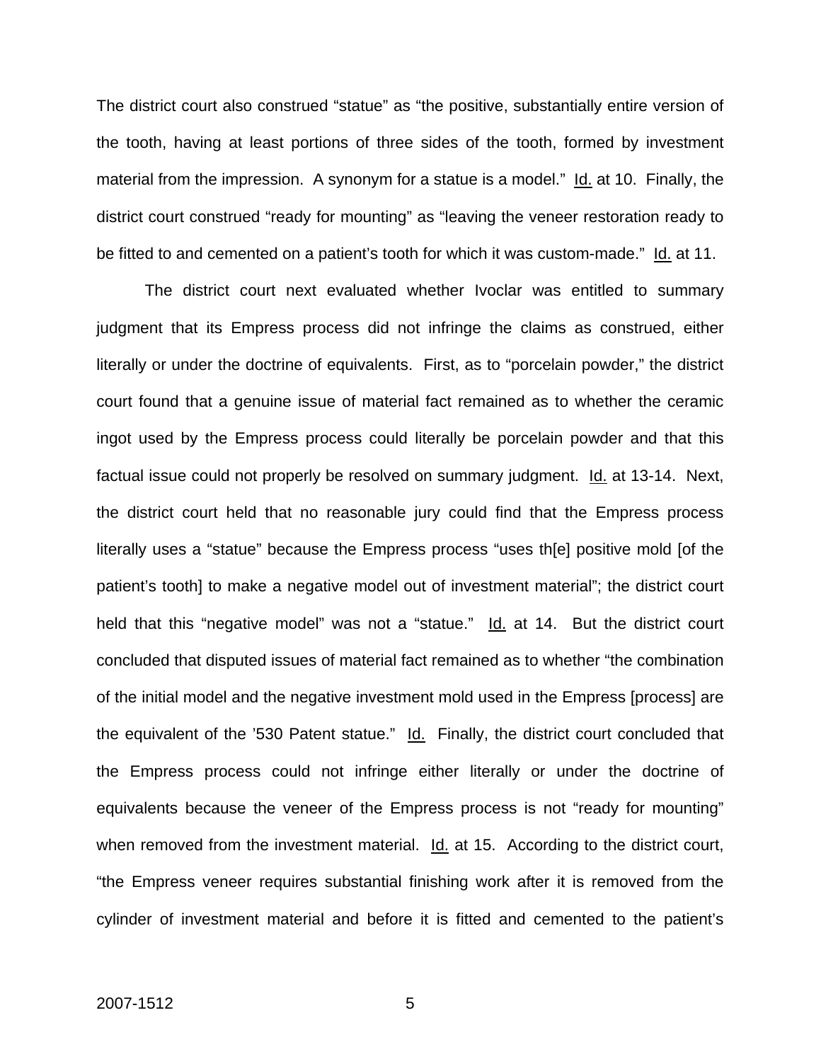The district court also construed "statue" as "the positive, substantially entire version of the tooth, having at least portions of three sides of the tooth, formed by investment material from the impression. A synonym for a statue is a model." Id. at 10. Finally, the district court construed "ready for mounting" as "leaving the veneer restoration ready to be fitted to and cemented on a patient's tooth for which it was custom-made." Id. at 11.

The district court next evaluated whether Ivoclar was entitled to summary judgment that its Empress process did not infringe the claims as construed, either literally or under the doctrine of equivalents. First, as to "porcelain powder," the district court found that a genuine issue of material fact remained as to whether the ceramic ingot used by the Empress process could literally be porcelain powder and that this factual issue could not properly be resolved on summary judgment. Id. at 13-14. Next, the district court held that no reasonable jury could find that the Empress process literally uses a "statue" because the Empress process "uses th[e] positive mold [of the patient's tooth] to make a negative model out of investment material"; the district court held that this "negative model" was not a "statue." Id. at 14. But the district court concluded that disputed issues of material fact remained as to whether "the combination of the initial model and the negative investment mold used in the Empress [process] are the equivalent of the '530 Patent statue." Id. Finally, the district court concluded that the Empress process could not infringe either literally or under the doctrine of equivalents because the veneer of the Empress process is not "ready for mounting" when removed from the investment material. Id. at 15. According to the district court, "the Empress veneer requires substantial finishing work after it is removed from the cylinder of investment material and before it is fitted and cemented to the patient's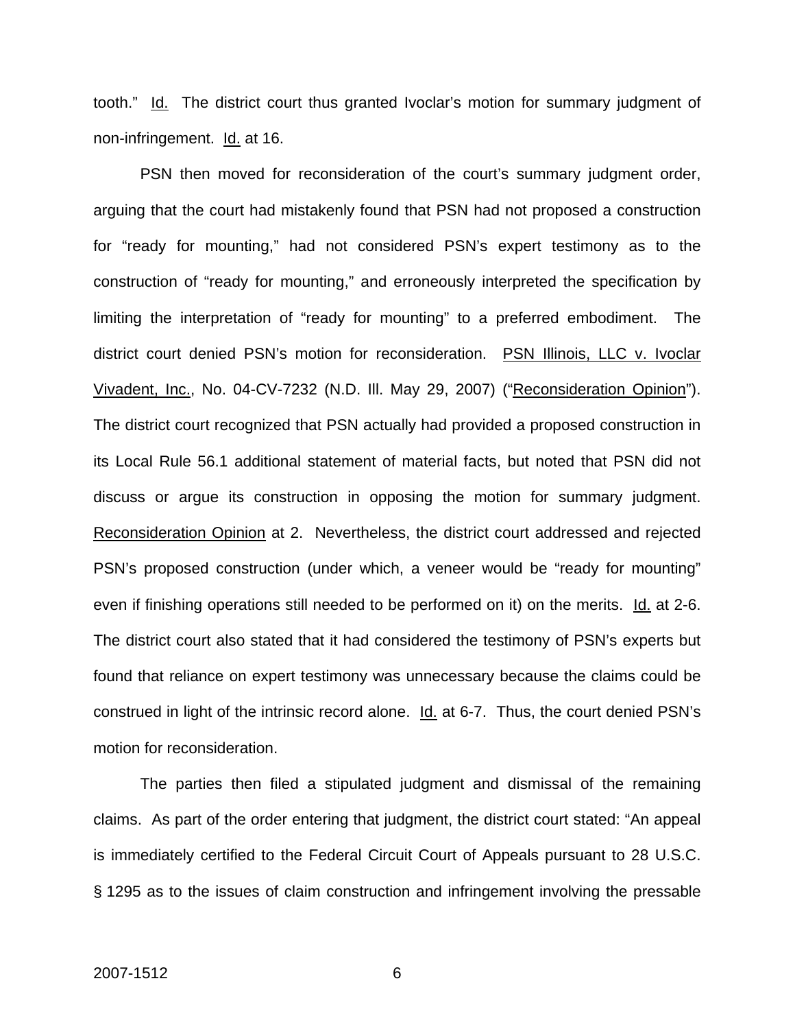tooth." Id. The district court thus granted Ivoclar's motion for summary judgment of non-infringement. Id. at 16.

PSN then moved for reconsideration of the court's summary judgment order, arguing that the court had mistakenly found that PSN had not proposed a construction for "ready for mounting," had not considered PSN's expert testimony as to the construction of "ready for mounting," and erroneously interpreted the specification by limiting the interpretation of "ready for mounting" to a preferred embodiment. The district court denied PSN's motion for reconsideration. PSN Illinois, LLC v. Ivoclar Vivadent, Inc., No. 04-CV-7232 (N.D. Ill. May 29, 2007) ("Reconsideration Opinion"). The district court recognized that PSN actually had provided a proposed construction in its Local Rule 56.1 additional statement of material facts, but noted that PSN did not discuss or argue its construction in opposing the motion for summary judgment. Reconsideration Opinion at 2. Nevertheless, the district court addressed and rejected PSN's proposed construction (under which, a veneer would be "ready for mounting" even if finishing operations still needed to be performed on it) on the merits. Id. at 2-6. The district court also stated that it had considered the testimony of PSN's experts but found that reliance on expert testimony was unnecessary because the claims could be construed in light of the intrinsic record alone. Id. at 6-7. Thus, the court denied PSN's motion for reconsideration.

The parties then filed a stipulated judgment and dismissal of the remaining claims. As part of the order entering that judgment, the district court stated: "An appeal is immediately certified to the Federal Circuit Court of Appeals pursuant to 28 U.S.C. § 1295 as to the issues of claim construction and infringement involving the pressable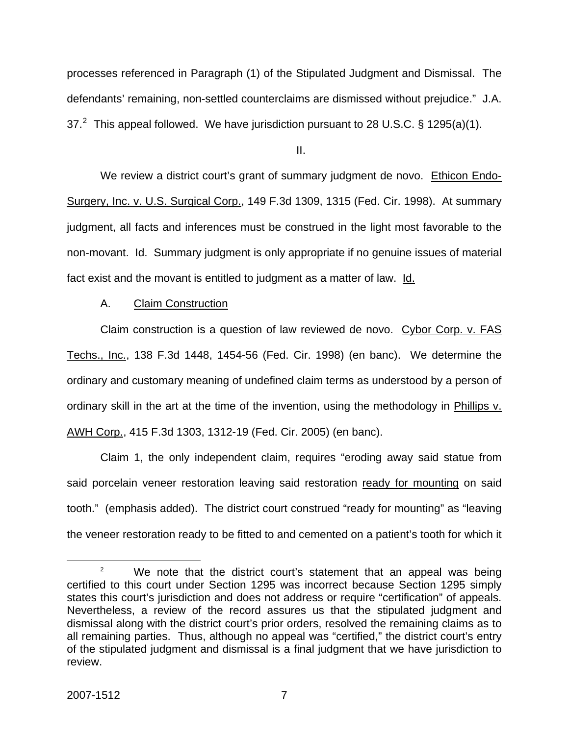processes referenced in Paragraph (1) of the Stipulated Judgment and Dismissal. The defendants' remaining, non-settled counterclaims are dismissed without prejudice." J.A. 37.[2] This appeal followed. We have jurisdiction pursuant to 28 U.S.C. § 1295(a)(1).

II.

We review a district court's grant of summary judgment de novo. Ethicon Endo-Surgery, Inc. v. U.S. Surgical Corp., 149 F.3d 1309, 1315 (Fed. Cir. 1998). At summary judgment, all facts and inferences must be construed in the light most favorable to the non-movant. Id. Summary judgment is only appropriate if no genuine issues of material fact exist and the movant is entitled to judgment as a matter of law. Id.

A. Claim Construction

Claim construction is a question of law reviewed de novo. Cybor Corp. v. FAS Techs., Inc., 138 F.3d 1448, 1454-56 (Fed. Cir. 1998) (en banc). We determine the ordinary and customary meaning of undefined claim terms as understood by a person of ordinary skill in the art at the time of the invention, using the methodology in Phillips v. AWH Corp., 415 F.3d 1303, 1312-19 (Fed. Cir. 2005) (en banc).

Claim 1, the only independent claim, requires "eroding away said statue from said porcelain veneer restoration leaving said restoration ready for mounting on said tooth." (emphasis added). The district court construed "ready for mounting" as "leaving the veneer restoration ready to be fitted to and cemented on a patient's tooth for which it

[2] We note that the district court's statement that an appeal was being certified to this court under Section 1295 was incorrect because Section 1295 simply states this court's jurisdiction and does not address or require "certification" of appeals. Nevertheless, a review of the record assures us that the stipulated judgment and dismissal along with the district court's prior orders, resolved the remaining claims as to all remaining parties. Thus, although no appeal was "certified," the district court's entry of the stipulated judgment and dismissal is a final judgment that we have jurisdiction to review.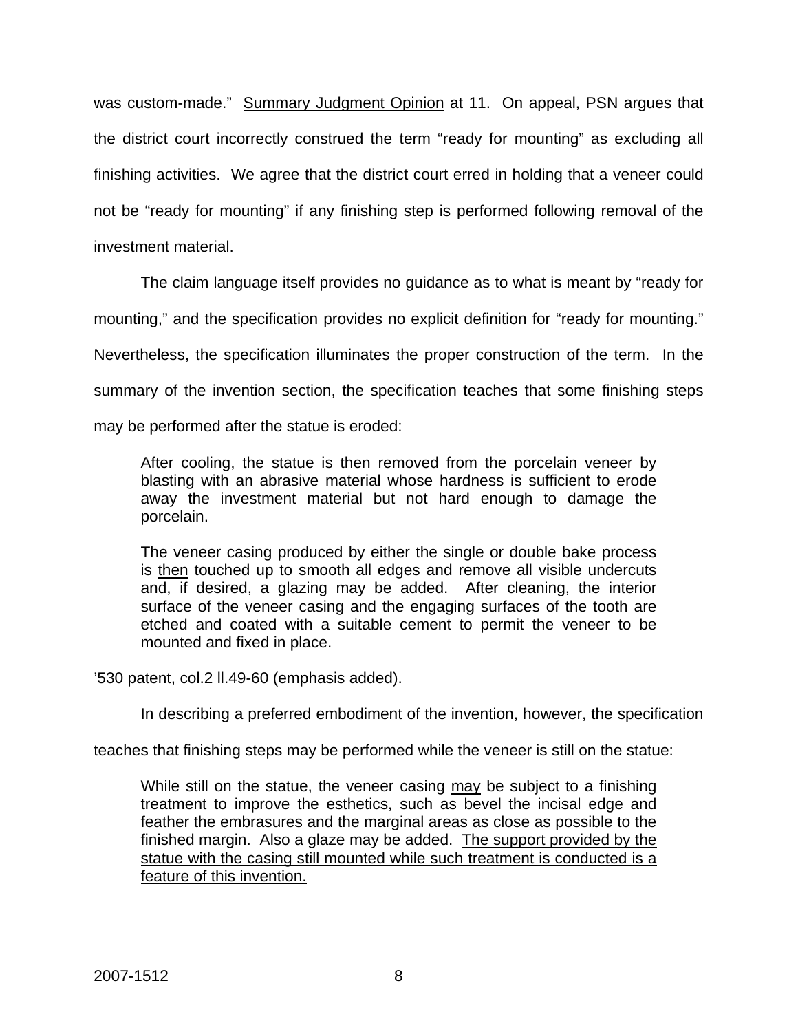was custom-made." Summary Judgment Opinion at 11. On appeal, PSN argues that the district court incorrectly construed the term "ready for mounting" as excluding all finishing activities. We agree that the district court erred in holding that a veneer could not be "ready for mounting" if any finishing step is performed following removal of the investment material.

The claim language itself provides no guidance as to what is meant by "ready for mounting," and the specification provides no explicit definition for "ready for mounting." Nevertheless, the specification illuminates the proper construction of the term. In the summary of the invention section, the specification teaches that some finishing steps may be performed after the statue is eroded:

> After cooling, the statue is then removed from the porcelain veneer by blasting with an abrasive material whose hardness is sufficient to erode away the investment material but not hard enough to damage the porcelain.
>
> The veneer casing produced by either the single or double bake process is <u>then</u> touched up to smooth all edges and remove all visible undercuts and, if desired, a glazing may be added. After cleaning, the interior surface of the veneer casing and the engaging surfaces of the tooth are etched and coated with a suitable cement to permit the veneer to be mounted and fixed in place.

'530 patent, col.2 ll.49-60 (emphasis added).

In describing a preferred embodiment of the invention, however, the specification teaches that finishing steps may be performed while the veneer is still on the statue:

> While still on the statue, the veneer casing <u>may</u> be subject to a finishing treatment to improve the esthetics, such as bevel the incisal edge and feather the embrasures and the marginal areas as close as possible to the finished margin. Also a glaze may be added. <u>The support provided by the statue with the casing still mounted while such treatment is conducted is a feature of this invention.</u>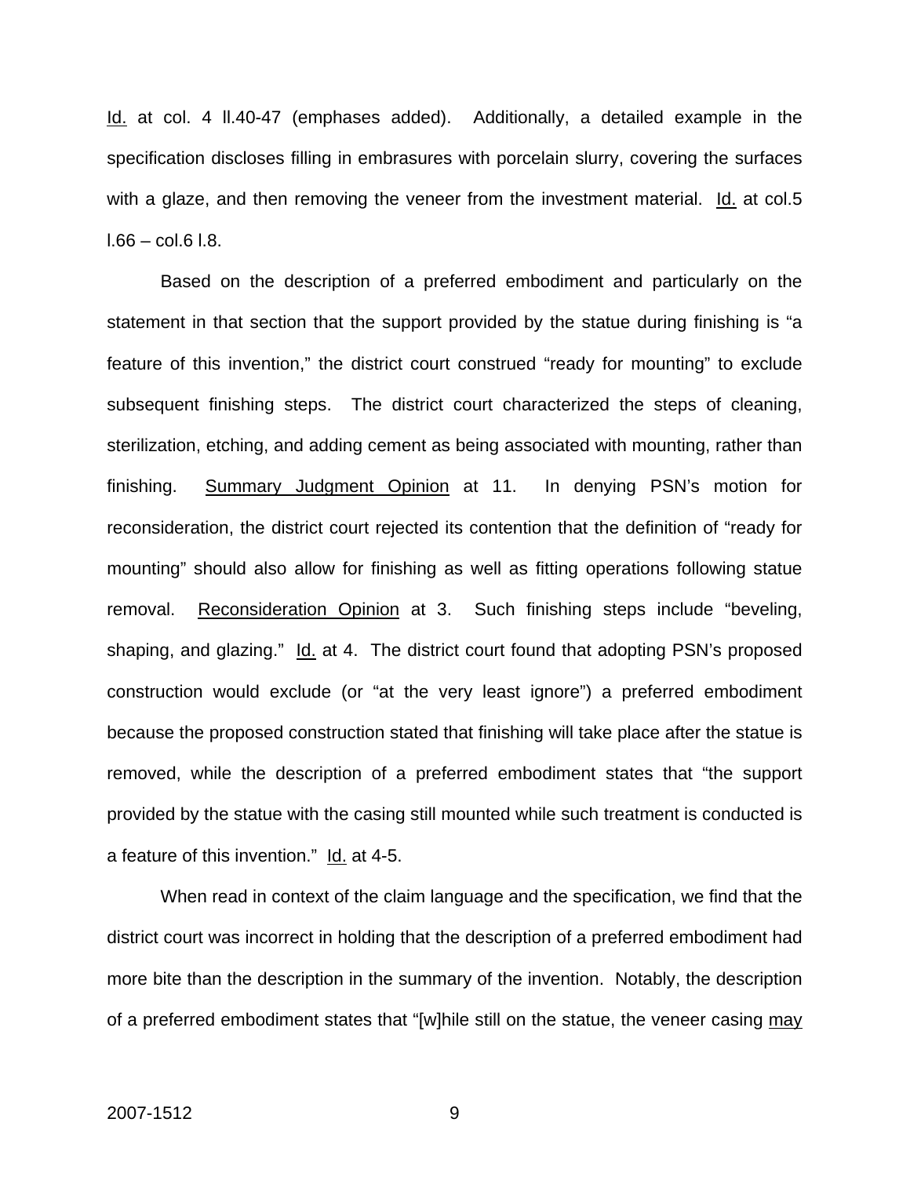Id. at col. 4 ll.40-47 (emphases added). Additionally, a detailed example in the specification discloses filling in embrasures with porcelain slurry, covering the surfaces with a glaze, and then removing the veneer from the investment material. Id. at col.5 l.66 – col.6 l.8.

Based on the description of a preferred embodiment and particularly on the statement in that section that the support provided by the statue during finishing is "a feature of this invention," the district court construed "ready for mounting" to exclude subsequent finishing steps. The district court characterized the steps of cleaning, sterilization, etching, and adding cement as being associated with mounting, rather than finishing. Summary Judgment Opinion at 11. In denying PSN's motion for reconsideration, the district court rejected its contention that the definition of "ready for mounting" should also allow for finishing as well as fitting operations following statue removal. Reconsideration Opinion at 3. Such finishing steps include "beveling, shaping, and glazing." Id. at 4. The district court found that adopting PSN's proposed construction would exclude (or "at the very least ignore") a preferred embodiment because the proposed construction stated that finishing will take place after the statue is removed, while the description of a preferred embodiment states that "the support provided by the statue with the casing still mounted while such treatment is conducted is a feature of this invention." Id. at 4-5.

When read in context of the claim language and the specification, we find that the district court was incorrect in holding that the description of a preferred embodiment had more bite than the description in the summary of the invention. Notably, the description of a preferred embodiment states that "[w]hile still on the statue, the veneer casing may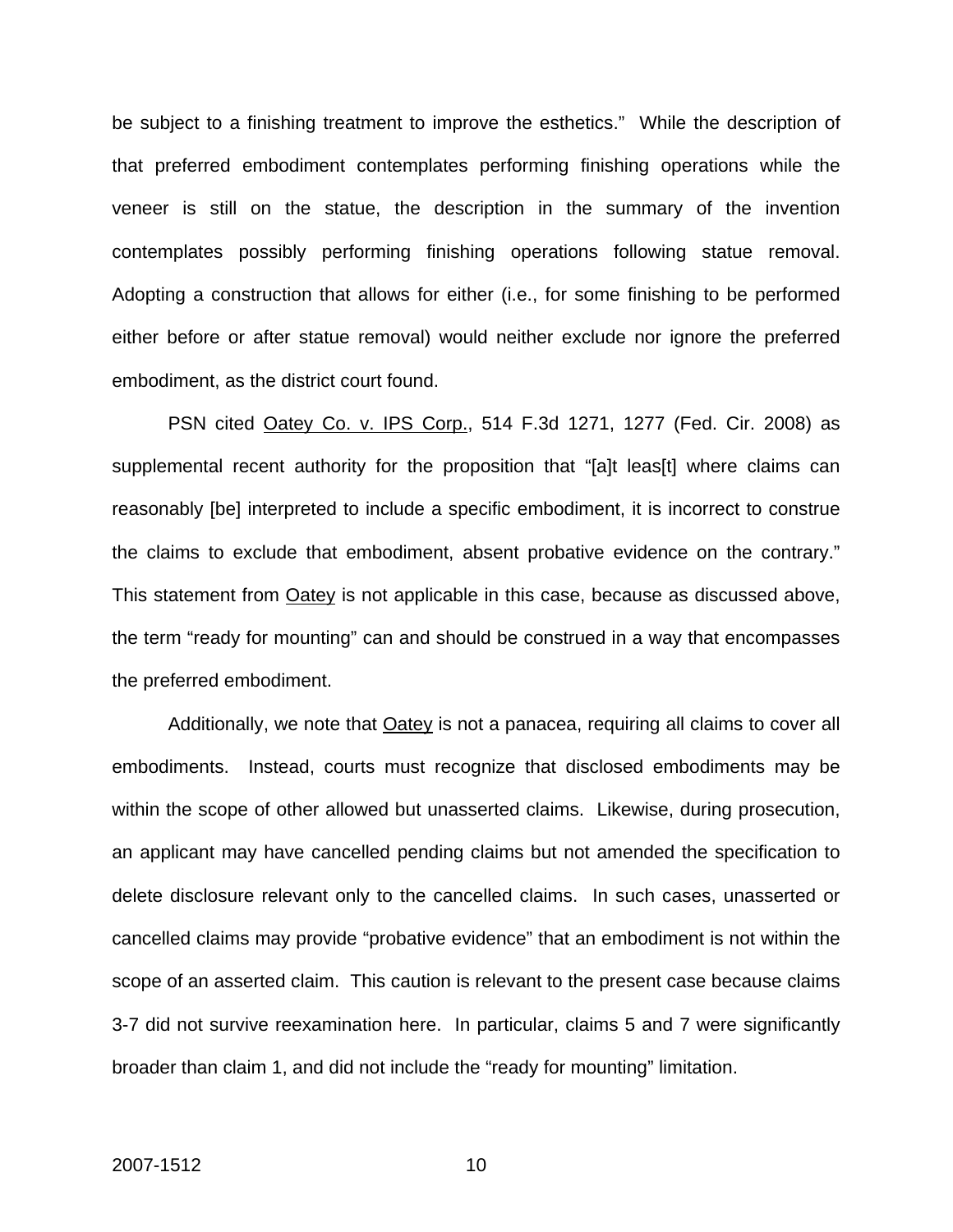be subject to a finishing treatment to improve the esthetics." While the description of that preferred embodiment contemplates performing finishing operations while the veneer is still on the statue, the description in the summary of the invention contemplates possibly performing finishing operations following statue removal. Adopting a construction that allows for either (i.e., for some finishing to be performed either before or after statue removal) would neither exclude nor ignore the preferred embodiment, as the district court found.

PSN cited Oatey Co. v. IPS Corp., 514 F.3d 1271, 1277 (Fed. Cir. 2008) as supplemental recent authority for the proposition that "[a]t leas[t] where claims can reasonably [be] interpreted to include a specific embodiment, it is incorrect to construe the claims to exclude that embodiment, absent probative evidence on the contrary." This statement from Oatey is not applicable in this case, because as discussed above, the term "ready for mounting" can and should be construed in a way that encompasses the preferred embodiment.

Additionally, we note that Oatey is not a panacea, requiring all claims to cover all embodiments. Instead, courts must recognize that disclosed embodiments may be within the scope of other allowed but unasserted claims. Likewise, during prosecution, an applicant may have cancelled pending claims but not amended the specification to delete disclosure relevant only to the cancelled claims. In such cases, unasserted or cancelled claims may provide "probative evidence" that an embodiment is not within the scope of an asserted claim. This caution is relevant to the present case because claims 3-7 did not survive reexamination here. In particular, claims 5 and 7 were significantly broader than claim 1, and did not include the "ready for mounting" limitation.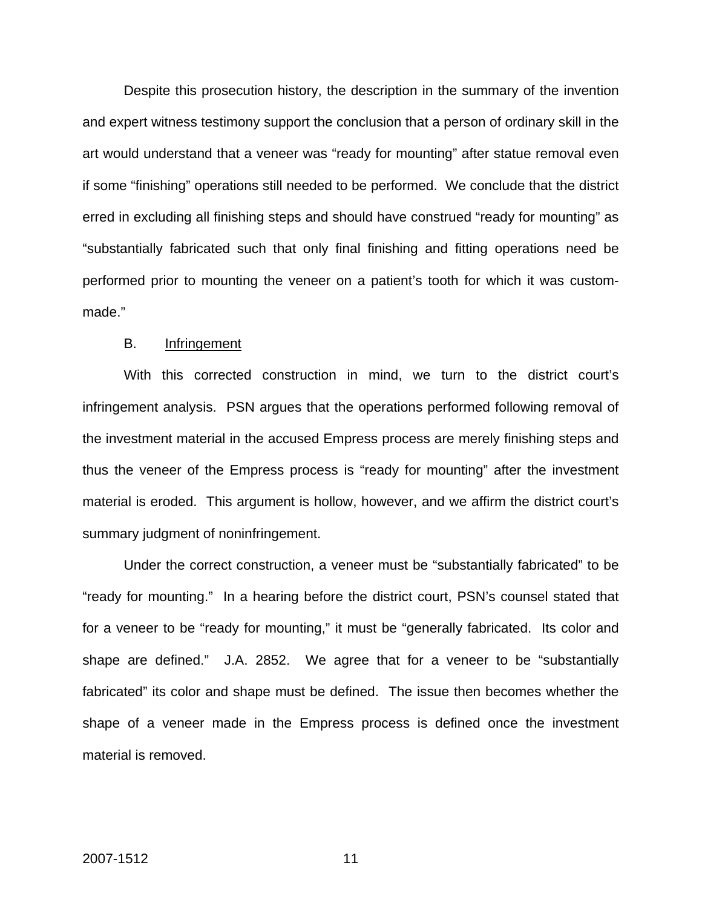Despite this prosecution history, the description in the summary of the invention and expert witness testimony support the conclusion that a person of ordinary skill in the art would understand that a veneer was "ready for mounting" after statue removal even if some "finishing" operations still needed to be performed. We conclude that the district erred in excluding all finishing steps and should have construed "ready for mounting" as "substantially fabricated such that only final finishing and fitting operations need be performed prior to mounting the veneer on a patient's tooth for which it was custom-made."

B. Infringement

With this corrected construction in mind, we turn to the district court's infringement analysis. PSN argues that the operations performed following removal of the investment material in the accused Empress process are merely finishing steps and thus the veneer of the Empress process is "ready for mounting" after the investment material is eroded. This argument is hollow, however, and we affirm the district court's summary judgment of noninfringement.

Under the correct construction, a veneer must be "substantially fabricated" to be "ready for mounting." In a hearing before the district court, PSN's counsel stated that for a veneer to be "ready for mounting," it must be "generally fabricated. Its color and shape are defined." J.A. 2852. We agree that for a veneer to be "substantially fabricated" its color and shape must be defined. The issue then becomes whether the shape of a veneer made in the Empress process is defined once the investment material is removed.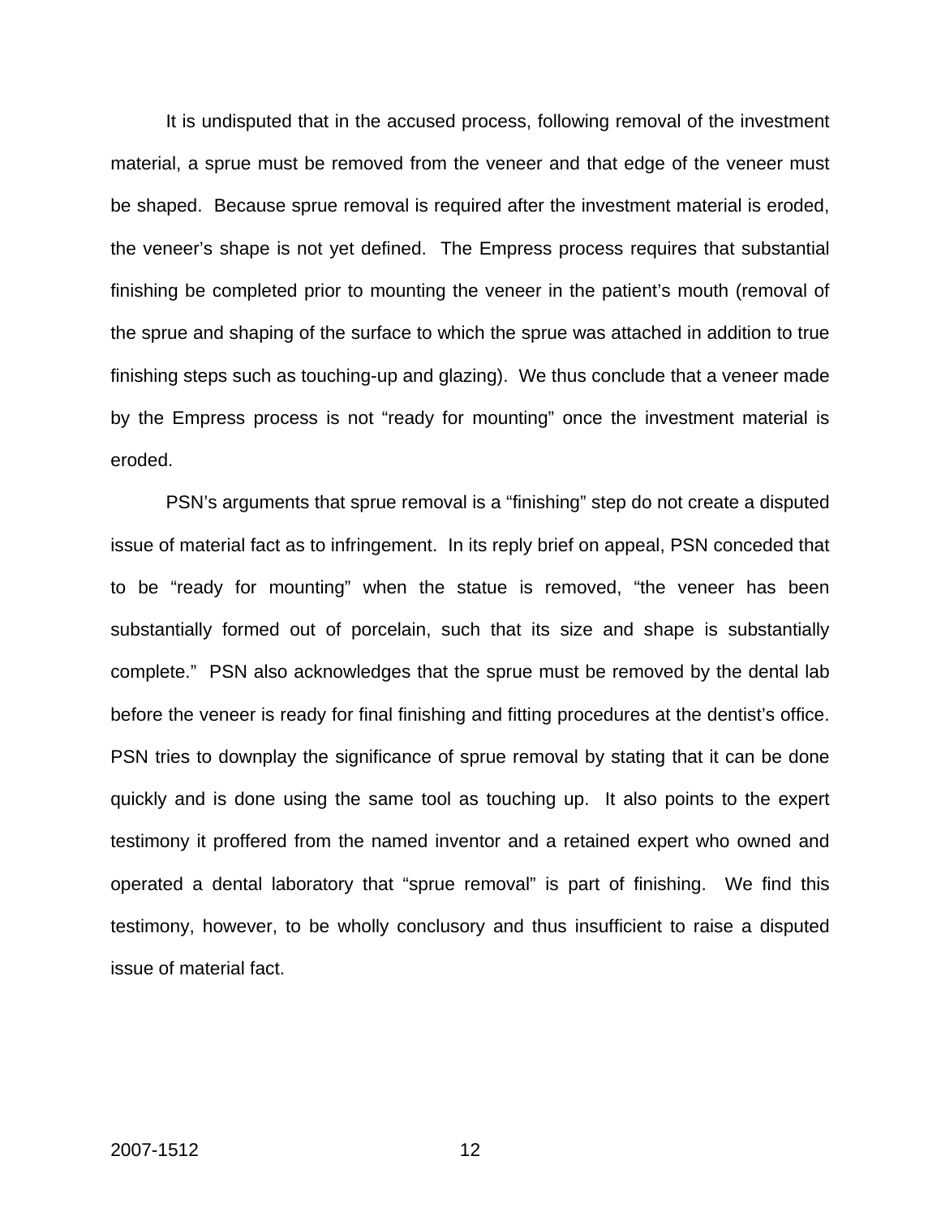It is undisputed that in the accused process, following removal of the investment material, a sprue must be removed from the veneer and that edge of the veneer must be shaped. Because sprue removal is required after the investment material is eroded, the veneer's shape is not yet defined. The Empress process requires that substantial finishing be completed prior to mounting the veneer in the patient's mouth (removal of the sprue and shaping of the surface to which the sprue was attached in addition to true finishing steps such as touching-up and glazing). We thus conclude that a veneer made by the Empress process is not "ready for mounting" once the investment material is eroded.

PSN's arguments that sprue removal is a "finishing" step do not create a disputed issue of material fact as to infringement. In its reply brief on appeal, PSN conceded that to be "ready for mounting" when the statue is removed, "the veneer has been substantially formed out of porcelain, such that its size and shape is substantially complete." PSN also acknowledges that the sprue must be removed by the dental lab before the veneer is ready for final finishing and fitting procedures at the dentist's office. PSN tries to downplay the significance of sprue removal by stating that it can be done quickly and is done using the same tool as touching up. It also points to the expert testimony it proffered from the named inventor and a retained expert who owned and operated a dental laboratory that "sprue removal" is part of finishing. We find this testimony, however, to be wholly conclusory and thus insufficient to raise a disputed issue of material fact.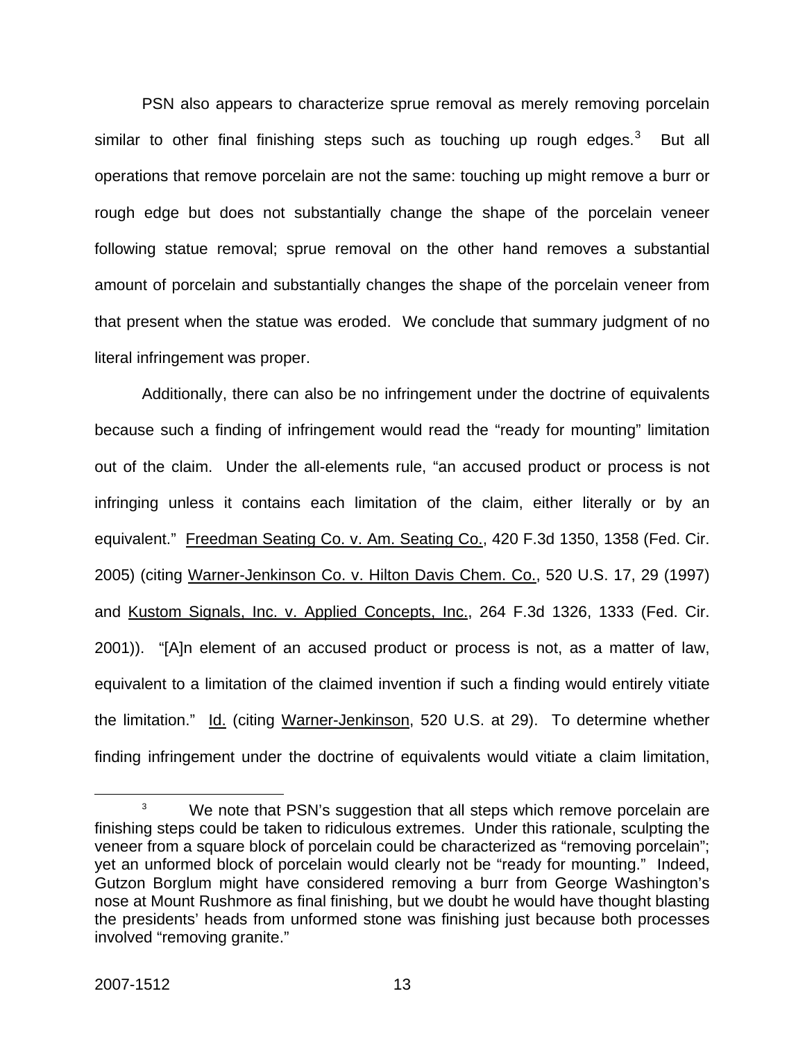PSN also appears to characterize sprue removal as merely removing porcelain similar to other final finishing steps such as touching up rough edges.[3] But all operations that remove porcelain are not the same: touching up might remove a burr or rough edge but does not substantially change the shape of the porcelain veneer following statue removal; sprue removal on the other hand removes a substantial amount of porcelain and substantially changes the shape of the porcelain veneer from that present when the statue was eroded. We conclude that summary judgment of no literal infringement was proper.

Additionally, there can also be no infringement under the doctrine of equivalents because such a finding of infringement would read the "ready for mounting" limitation out of the claim. Under the all-elements rule, "an accused product or process is not infringing unless it contains each limitation of the claim, either literally or by an equivalent." Freedman Seating Co. v. Am. Seating Co., 420 F.3d 1350, 1358 (Fed. Cir. 2005) (citing Warner-Jenkinson Co. v. Hilton Davis Chem. Co., 520 U.S. 17, 29 (1997) and Kustom Signals, Inc. v. Applied Concepts, Inc., 264 F.3d 1326, 1333 (Fed. Cir. 2001)). "[A]n element of an accused product or process is not, as a matter of law, equivalent to a limitation of the claimed invention if such a finding would entirely vitiate the limitation." Id. (citing Warner-Jenkinson, 520 U.S. at 29). To determine whether finding infringement under the doctrine of equivalents would vitiate a claim limitation,

[3] We note that PSN's suggestion that all steps which remove porcelain are finishing steps could be taken to ridiculous extremes. Under this rationale, sculpting the veneer from a square block of porcelain could be characterized as "removing porcelain"; yet an unformed block of porcelain would clearly not be "ready for mounting." Indeed, Gutzon Borglum might have considered removing a burr from George Washington's nose at Mount Rushmore as final finishing, but we doubt he would have thought blasting the presidents' heads from unformed stone was finishing just because both processes involved "removing granite."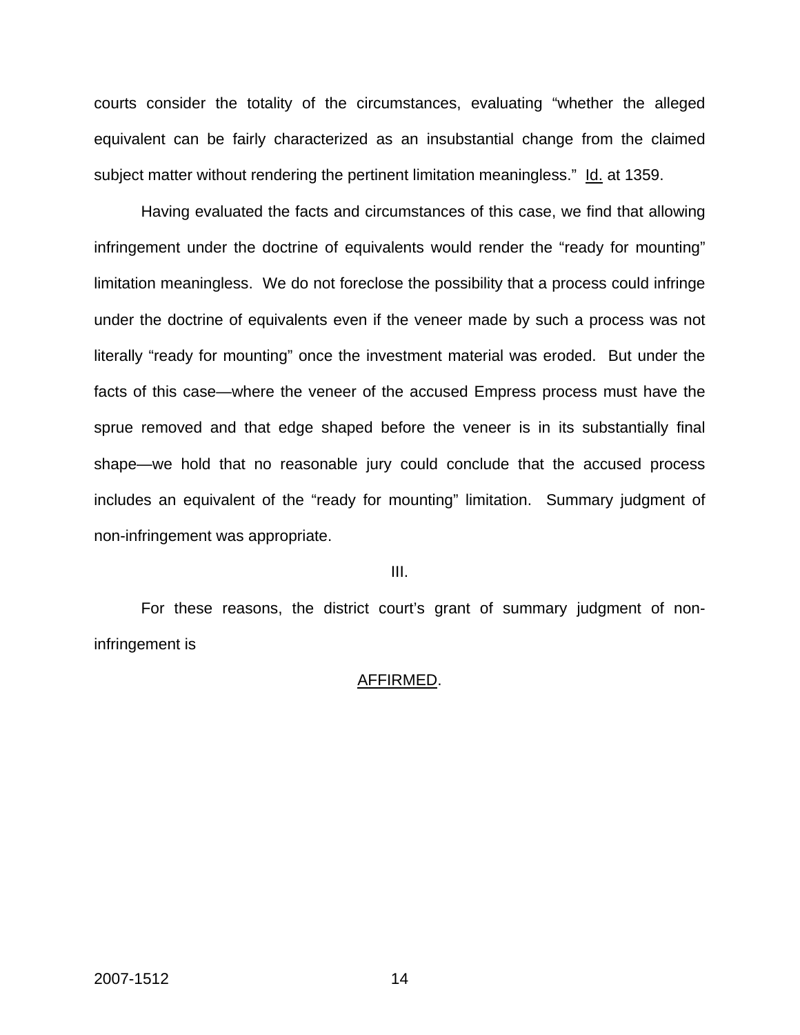courts consider the totality of the circumstances, evaluating "whether the alleged equivalent can be fairly characterized as an insubstantial change from the claimed subject matter without rendering the pertinent limitation meaningless." Id. at 1359.

Having evaluated the facts and circumstances of this case, we find that allowing infringement under the doctrine of equivalents would render the "ready for mounting" limitation meaningless. We do not foreclose the possibility that a process could infringe under the doctrine of equivalents even if the veneer made by such a process was not literally "ready for mounting" once the investment material was eroded. But under the facts of this case—where the veneer of the accused Empress process must have the sprue removed and that edge shaped before the veneer is in its substantially final shape—we hold that no reasonable jury could conclude that the accused process includes an equivalent of the "ready for mounting" limitation. Summary judgment of non-infringement was appropriate.

III.

For these reasons, the district court's grant of summary judgment of non-infringement is

AFFIRMED.